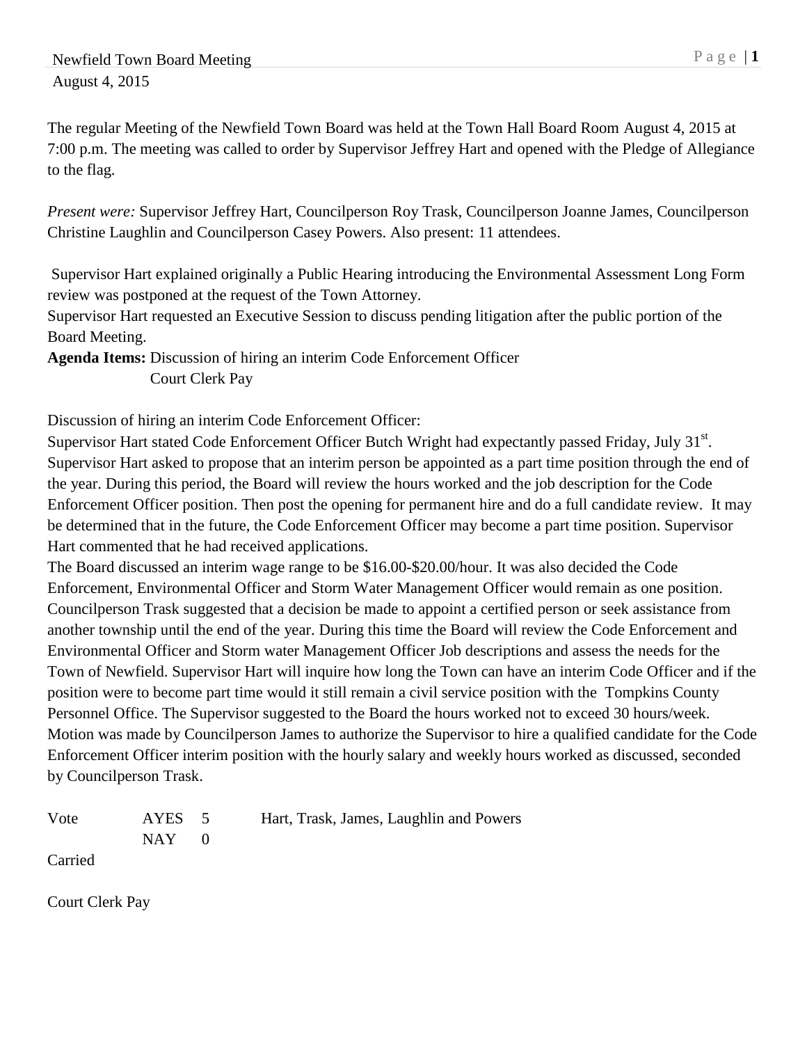Newfield Town Board Meeting
August 4, 2015

The regular Meeting of the Newfield Town Board was held at the Town Hall Board Room August 4, 2015 at 7:00 p.m. The meeting was called to order by Supervisor Jeffrey Hart and opened with the Pledge of Allegiance to the flag.

*Present were:* Supervisor Jeffrey Hart, Councilperson Roy Trask, Councilperson Joanne James, Councilperson Christine Laughlin and Councilperson Casey Powers. Also present: 11 attendees.

Supervisor Hart explained originally a Public Hearing introducing the Environmental Assessment Long Form review was postponed at the request of the Town Attorney.
Supervisor Hart requested an Executive Session to discuss pending litigation after the public portion of the Board Meeting.
**Agenda Items:** Discussion of hiring an interim Code Enforcement Officer
Court Clerk Pay

Discussion of hiring an interim Code Enforcement Officer:
Supervisor Hart stated Code Enforcement Officer Butch Wright had expectantly passed Friday, July 31st. Supervisor Hart asked to propose that an interim person be appointed as a part time position through the end of the year. During this period, the Board will review the hours worked and the job description for the Code Enforcement Officer position. Then post the opening for permanent hire and do a full candidate review. It may be determined that in the future, the Code Enforcement Officer may become a part time position. Supervisor Hart commented that he had received applications.
The Board discussed an interim wage range to be $16.00-$20.00/hour. It was also decided the Code Enforcement, Environmental Officer and Storm Water Management Officer would remain as one position. Councilperson Trask suggested that a decision be made to appoint a certified person or seek assistance from another township until the end of the year. During this time the Board will review the Code Enforcement and Environmental Officer and Storm water Management Officer Job descriptions and assess the needs for the Town of Newfield. Supervisor Hart will inquire how long the Town can have an interim Code Officer and if the position were to become part time would it still remain a civil service position with the Tompkins County Personnel Office. The Supervisor suggested to the Board the hours worked not to exceed 30 hours/week.
Motion was made by Councilperson James to authorize the Supervisor to hire a qualified candidate for the Code Enforcement Officer interim position with the hourly salary and weekly hours worked as discussed, seconded by Councilperson Trask.

| Vote | AYES | 5 | Hart, Trask, James, Laughlin and Powers |
|---|---|---|---|
| | NAY | 0 | |

Carried

Court Clerk Pay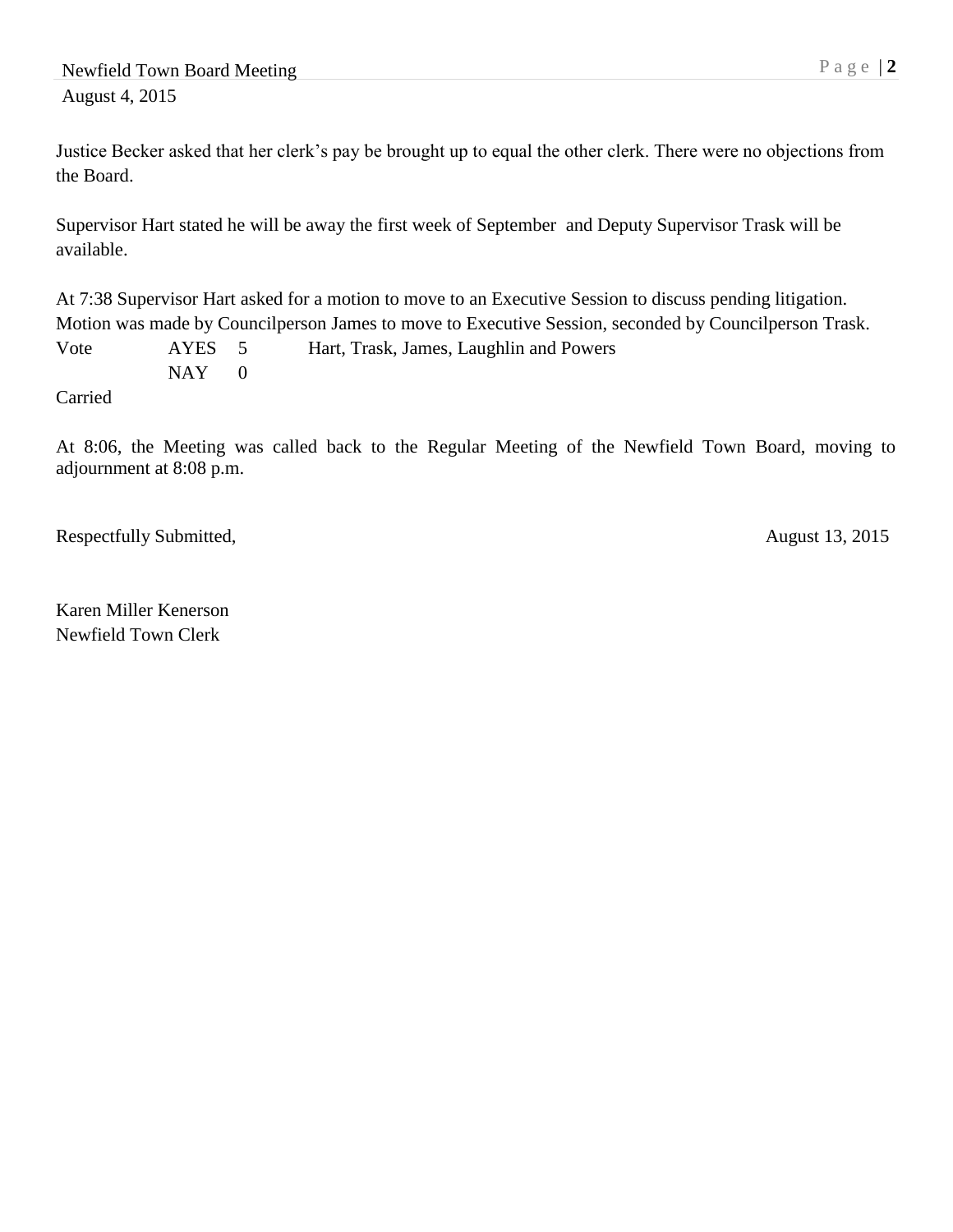Justice Becker asked that her clerk's pay be brought up to equal the other clerk. There were no objections from the Board.

Supervisor Hart stated he will be away the first week of September and Deputy Supervisor Trask will be available.

At 7:38 Supervisor Hart asked for a motion to move to an Executive Session to discuss pending litigation. Motion was made by Councilperson James to move to Executive Session, seconded by Councilperson Trask.

| | | | |
|---|---|---|---|
| Vote | AYES | 5 | Hart, Trask, James, Laughlin and Powers |
| | NAY | 0 | |

Carried

At 8:06, the Meeting was called back to the Regular Meeting of the Newfield Town Board, moving to adjournment at 8:08 p.m.

Respectfully Submitted,

August 13, 2015

Karen Miller Kenerson
Newfield Town Clerk